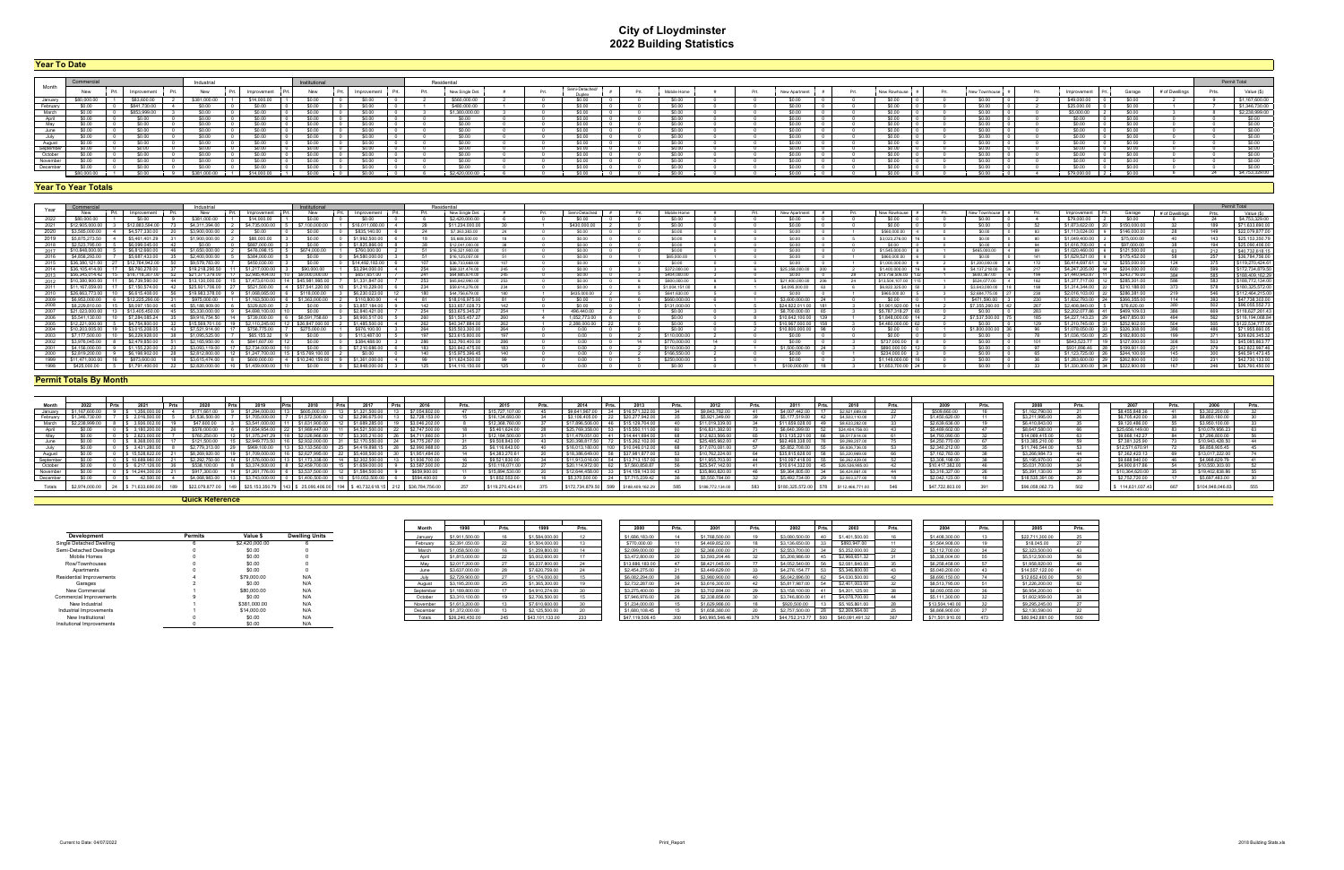# City of Lloydminster

## 2022 Building Statistics

### Year To Date

| Month | Commercial New | Prt. | Commercial Improvement | Prt. | Industrial New | Prt. | Industrial Improvement | Prt. | Institutional New | Prt. | Institutional Improvement | Prt. | Residential New Single Det | # | Prt. | Semi-Detached Duplex | # | Prt. | Mobile Home | # | Prt. | New Apartment | # | Prt. | New Rowhouse | # | Prt. | New Townhouse | # | Prt. | Improvement | Prt. | Garage | # of Dwellings | Prts. | Value ($) |
|---|---|---|---|---|---|---|---|---|---|---|---|---|---|---|---|---|---|---|---|---|---|---|---|---|---|---|---|---|---|---|---|---|---|---|---|---|
| January | $80,000.00 | 1 | $83,600.00 | 1 | $381,000.00 | 1 | $14,000.00 | 1 | $0.00 | 0 | $0.00 | 0 | $560,000.00 | 2 | 2 | $0.00 | 0 | 0 | $0.00 | 0 | 0 | $0.00 | 0 | 0 | $0.00 | 0 | 0 | $0.00 | 0 | 0 | $49,000.00 | 2 | $0.00 | 2 | 8 | $1,167,600.00 |
| February | $0.00 | 0 | $841,730.00 | 4 | $0.00 | 0 | $0.00 | 0 | $0.00 | 0 | $0.00 | 0 | $480,000.00 | 1 | 1 | $0.00 | 0 | 0 | $0.00 | 0 | 0 | $0.00 | 0 | 0 | $0.00 | 0 | 0 | $0.00 | 0 | 0 | $25,000.00 | 2 | $0.00 | 1 | 7 | $1,346,730.00 |
| March | $0.00 | 0 | $853,999.00 | 4 | $0.00 | 0 | $0.00 | 0 | $0.00 | 0 | $0.00 | 0 | $1,380,000.00 | 3 | 3 | $0.00 | 0 | 0 | $0.00 | 0 | 0 | $0.00 | 0 | 0 | $0.00 | 0 | 0 | $0.00 | 0 | 0 | $5,000.00 | 2 | $0.00 | 3 | 9 | $2,238,999.00 |
| April | $0.00 | 0 | $0.00 | 0 | $0.00 | 0 | $0.00 | 0 | $0.00 | 0 | $0.00 | 0 | $0.00 | 0 | 0 | $0.00 | 0 | 0 | $0.00 | 0 | 0 | $0.00 | 0 | 0 | $0.00 | 0 | 0 | $0.00 | 0 | 0 | $0.00 | 0 | $0.00 | | | $0.00 |
| May | $0.00 | 0 | $0.00 | 0 | $0.00 | 0 | $0.00 | 0 | $0.00 | 0 | $0.00 | 0 | $0.00 | 0 | 0 | $0.00 | 0 | 0 | $0.00 | 0 | 0 | $0.00 | 0 | 0 | $0.00 | 0 | 0 | $0.00 | 0 | 0 | $0.00 | 0 | $0.00 | | | $0.00 |
| June | $0.00 | 0 | $0.00 | 0 | $0.00 | 0 | $0.00 | 0 | $0.00 | 0 | $0.00 | 0 | $0.00 | 0 | 0 | $0.00 | 0 | 0 | $0.00 | 0 | 0 | $0.00 | 0 | 0 | $0.00 | 0 | 0 | $0.00 | 0 | 0 | $0.00 | 0 | $0.00 | | | $0.00 |
| July | $0.00 | 0 | $0.00 | 0 | $0.00 | 0 | $0.00 | 0 | $0.00 | 0 | $0.00 | 0 | $0.00 | 0 | 0 | $0.00 | 0 | 0 | $0.00 | 0 | 0 | $0.00 | 0 | 0 | $0.00 | 0 | 0 | $0.00 | 0 | 0 | $0.00 | 0 | $0.00 | | | $0.00 |
| August | $0.00 | 0 | $0.00 | 0 | $0.00 | 0 | $0.00 | 0 | $0.00 | 0 | $0.00 | 0 | $0.00 | 0 | 0 | $0.00 | 0 | 0 | $0.00 | 0 | 0 | $0.00 | 0 | 0 | $0.00 | 0 | 0 | $0.00 | 0 | 0 | $0.00 | 0 | $0.00 | | | $0.00 |
| September | $0.00 | 0 | $0.00 | 0 | $0.00 | 0 | $0.00 | 0 | $0.00 | 0 | $0.00 | 0 | $0.00 | 0 | 0 | $0.00 | 0 | 0 | $0.00 | 0 | 0 | $0.00 | 0 | 0 | $0.00 | 0 | 0 | $0.00 | 0 | 0 | $0.00 | 0 | $0.00 | | | $0.00 |
| October | $0.00 | 0 | $0.00 | 0 | $0.00 | 0 | $0.00 | 0 | $0.00 | 0 | $0.00 | 0 | $0.00 | 0 | 0 | $0.00 | 0 | 0 | $0.00 | 0 | 0 | $0.00 | 0 | 0 | $0.00 | 0 | 0 | $0.00 | 0 | 0 | $0.00 | 0 | $0.00 | | | $0.00 |
| November | $0.00 | 0 | $0.00 | 0 | $0.00 | 0 | $0.00 | 0 | $0.00 | 0 | $0.00 | 0 | $0.00 | 0 | 0 | $0.00 | 0 | 0 | $0.00 | 0 | 0 | $0.00 | 0 | 0 | $0.00 | 0 | 0 | $0.00 | 0 | 0 | $0.00 | 0 | $0.00 | | | $0.00 |
| December | $0.00 | 0 | $0.00 | 0 | $0.00 | 0 | $0.00 | 0 | $0.00 | 0 | $0.00 | 0 | $0.00 | 0 | 0 | $0.00 | 0 | 0 | $0.00 | 0 | 0 | $0.00 | 0 | 0 | $0.00 | 0 | 0 | $0.00 | 0 | 0 | $0.00 | 0 | $0.00 | | | $0.00 |
| | $80,000.00 | 1 | $1,779,329.00 | 9 | $381,000.00 | 1 | $14,000.00 | 1 | $0.00 | 0 | $0.00 | 0 | $2,420,000.00 | 6 | 6 | $0.00 | 0 | 0 | $0.00 | 0 | 0 | $0.00 | 0 | 0 | $0.00 | 0 | 0 | $0.00 | 0 | 0 | $79,000.00 | 6 | $0.00 | 6 | 24 | $4,753,329.00 |

### Year To Year Totals

| Year | Commercial New | Prt. | Commercial Improvement | Prt. | Industrial New | Prt. | Industrial Improvement | Prt. | Institutional New | Prt. | Institutional Improvement | Prt. | New Single Det | # | Prt. | Semi-Detached | # | Prt. | Mobile Home | # | Prt. | New Apartment | # | Prt. | New Rowhouse | # | Prt. | New Townhouse | # | Prt. | Improvement | Prt. | Garage | # of Dwellings | Prts. | Value ($) |
|---|---|---|---|---|---|---|---|---|---|---|---|---|---|---|---|---|---|---|---|---|---|---|---|---|---|---|---|---|---|---|---|---|---|---|---|---|
| 2022 | $80,000.00 | 1 | $1,779,329.00 | 9 | $381,000.00 | 1 | $14,000.00 | 1 | $0.00 | 0 | $0.00 | 0 | $2,420,000.00 | 6 | 6 | $0.00 | 0 | 0 | $0.00 | 0 | 0 | $0.00 | 0 | 0 | $0.00 | 0 | 0 | $0.00 | 0 | 0 | $79,000.00 | 6 | $0.00 | 6 | 24 | $4,753,329.00 |
| 2021 | $12,905,000.00 | 3 | $12,583,584.00 | 73 | $4,311,794.00 | 2 | $4,735,000.00 | 7 | $7,100,000.00 | 1 | $16,011,088.00 | 4 | $11,234,000.00 | 30 | 30 | $430,000.00 | 2 | 1 | $0.00 | 0 | 0 | $0.00 | 0 | 0 | $0.00 | 0 | 0 | $0.00 | 0 | 0 | $1,873,622.00 | 55 | $150,000.00 | 32 | 189 | $71,633,688.00 |
| 2020 | $3,585,000.00 | 4 | $4,577,330.00 | 20 | $3,900,000.00 | 2 | $0.00 | 0 | $835,140.00 | 6 | $0.00 | 0 | $7,363,283.00 | 24 | 24 | $0.00 | 0 | 0 | $0.00 | 0 | 0 | $0.00 | 0 | 0 | $566,000.00 | 4 | 1 | $0.00 | 0 | 0 | $1,113,024.00 | 63 | $146,000.00 | 28 | 149 | $22,079,877.00 |
| 2019 | $5,075,273.50 | 8 | $5,491,401.29 | 31 | $1,900,000.00 | 3 | $80,000.00 | 3 | $0.00 | 0 | $1,992,530.00 | 2 | $8,888,500.00 | 18 | 18 | $0.00 | 0 | 0 | $0.00 | 0 | 0 | $0.00 | 0 | 0 | $3,033,570.00 | 16 | 4 | $0.00 | 0 | 0 | $1,049,400.00 | 60 | $75,000.00 | 34 | 143 | $25,153,350.79 |
| 2018 | $2,523,746.00 | 5 | $6,596,045.00 | 43 | $0.00 | 0 | $487,000.00 | 2 | $0.00 | 0 | $1,825,996.00 | 3 | $12,041,000.00 | 38 | 38 | $0.00 | 0 | 0 | $0.00 | 0 | 0 | $0.00 | 0 | 0 | $0.00 | 0 | 0 | $0.00 | 0 | 0 | $1,616,700.00 | 64 | $407,000.00 | 38 | 194 | $35,198,456.00 |
| 2017 | $15,848,000.00 | 5 | $5,897,433.00 | 35 | $0.00 | 0 | $476,058.00 | 3 | $674,000.00 | 1 | $760,000.00 | 3 | $16,327,900.00 | 51 | 51 | $0.00 | 0 | 0 | $0.00 | 0 | 0 | $0.00 | 0 | 0 | $1,545,000.00 | 8 | 2 | $0.00 | 0 | 0 | $1,025,460.00 | 47 | $121,500.00 | 63 | 212 | $40,732,618.15 |
| 2016 | $4,858,250.00 | 7 | $5,687,433.00 | 35 | $2,400,000.00 | 5 | $384,000.00 | 5 | $0.00 | 0 | $4,580,000.00 | 3 | $16,125,007.00 | 51 | 51 | $0.00 | 0 | 0 | $65,000.00 | 1 | 1 | $0.00 | 0 | 0 | $860,000.00 | 6 | 1 | $0.00 | 0 | 0 | $1,629,521.00 | 99 | $175,452.00 | 58 | 257 | $36,794,756.00 |
| 2015 | $36,381,121.00 | 27 | $9,764,942.00 | 50 | $9,076,763.00 | 9 | $450,000.00 | 3 | $0.00 | 0 | $14,492,183.00 | 3 | $36,733,680.00 | 107 | 107 | $0.00 | 0 | 0 | $0.00 | 0 | 0 | $0.00 | 0 | 0 | $1,000,000.00 | 8 | 1 | $1,200,000.00 | 8 | 2 | $6,414,697.61 | 172 | $355,000.00 | 124 | 375 | $119,270,424.61 |
| 2014 | $36,105,414.00 | 17 | $8,760,276.00 | 37 | $18,218,258.50 | 11 | $1,217,000.00 | 7 | $90,900.00 | 1 | $3,294,000.00 | 2 | $66,331,474.00 | 245 | 245 | $0.00 | 0 | 0 | $372,000.00 | 3 | 3 | $25,350,000.00 | 200 | 2 | $1,400,000.00 | 16 | 4 | $4,137,216.00 | 36 | 8 | $4,247,205.00 | 44 | $204,000.00 | 600 | 599 | $172,734,879.50 |
| 2013 | $35,240,614.42 | 15 | $16,716,357.00 | 33 | $21,271,374.00 | 17 | $2,985,404.00 | 10 | $8,050,000.00 | 1 | $557,601.00 | 7 | $64,880,879.66 | 245 | 245 | $0.00 | 0 | 0 | $424,000.00 | 3 | 3 | $0.00 | 0 | 0 | $13,758,535.00 | 142 | 24 | $930,087.00 | 11 | 2 | $1,440,043.51 | 11 | $252,479.00 | 394 | 585 | $188,409,162.29 |
| 2012 | $10,380,900.00 | 11 | $6,739,590.00 | 44 | $13,130,000.00 | 15 | $7,470,619.00 | 14 | $45,991,985.00 | 7 | $1,331,847.00 | 7 | $65,642,080.00 | 253 | 253 | $0.00 | 0 | 0 | $800,000.00 | 6 | 6 | $21,400,000.00 | 236 | 24 | $13,914,107.00 | 115 | 24 | $524,077.00 | 4 | 1 | $1,377,717.00 | 12 | $285,301.00 | 586 | 583 | $188,772,134.00 |
| 2011 | $16,167,059.00 | 17 | $7,150,574.00 | 42 | $25,601,708.00 | 27 | $521,500.00 | 4 | $37,541,220.00 | 10 | $1,710,229.00 | 6 | $59,614,276.00 | 234 | 234 | $0.00 | 0 | 0 | $1,834,151.00 | 8 | 8 | $4,056,000.00 | 63 | 3 | $6,022,325.00 | 58 | 11 | $3,689,083.00 | 16 | 4 | $1,314,344.00 | 22 | $310,188.00 | 373 | 578 | $180,325,972.00 |
| 2010 | $20,663,773.00 | 10 | $6,615,408.00 | 58 | $19,983,378.00 | 9 | $1,098,065.00 | 4 | $118,000.00 | 3 | $6,230,033.00 | 12 | $46,756,679.00 | 180 | 180 | $435,000.00 | 2 | 1 | $647,500.00 | 5 | 5 | $0.00 | 0 | 0 | $860,000.00 | 5 | 1 | $2,684,778.00 | 27 | 7 | $2,016,102.00 | 22 | $286,381.00 | 219 | 546 | $112,464,215.00 |
| 2009 | $6,953,000.00 | 6 | $12,225,290.00 | 31 | $975,000.00 | 1 | $1,163,500.00 | 6 | $1,363,000.00 | 2 | $110,800.00 | 4 | $18,815,975.00 | 81 | 81 | $0.00 | 0 | 0 | $660,000.00 | 6 | 6 | $2,550,000.00 | 24 | 2 | $0.00 | 0 | 0 | $471,350.00 | 3 | 1 | $1,832,750.00 | 24 | $906,355.00 | 114 | 393 | $47,738,303.00 |
| 2008 | $8,228,610.00 | 15 | $8,097,150.00 | 45 | $5,188,909.00 | 6 | $229,820.00 | 2 | $0.00 | 0 | $3,857,184.00 | 9 | $33,657,028.73 | 142 | 142 | $0.00 | 0 | 0 | $131,000.00 | 1 | 1 | $24,822,011.00 | 181 | 3 | $1,901,500.00 | 14 | 2 | $7,355,290.00 | 42 | 8 | $2,408,840.00 | 21 | $78,620.00 | 380 | 502 | $96,055,552.73 |
| 2007 | $21,323,000.00 | 13 | $13,405,458.00 | 45 | $5,330,000.00 | 9 | $4,698,100.00 | 10 | $0.00 | 0 | $2,840,421.00 | 7 | $63,670,995.00 | 254 | 254 | $490,400.00 | 2 | 1 | $0.00 | 0 | 0 | $6,700,000.00 | 129 | 1 | $5,767,818.27 | 85 | 12 | $0.00 | 0 | 0 | $2,022,077.66 | 41 | $459,109.53 | 386 | 609 | $118,627,291.43 |
| 2006 | $5,541,130.00 | 10 | $7,344,085.24 | 35 | $9,974,754.50 | 14 | $739,000.00 | 6 | $6,991,758.00 | 3 | $8,900,517.00 | 5 | $61,503,457.27 | 260 | 260 | $1,352,773.00 | 6 | 3 | $0.00 | 0 | 0 | $10,642,100.00 | 139 | 5 | $1,848,000.00 | 14 | 2 | $7,537,000.00 | 75 | 12 | $4,227,143.23 | 29 | $407,850.00 | 494 | 562 | $116,194,068.64 |
| 2005 | $12,271,000.00 | 9 | $4,754,900.00 | 33 | $19,559,751.00 | 19 | $2,110,245.00 | 12 | $26,847,000.00 | 2 | $1,485,550.00 | 4 | $53,962,884.00 | 262 | 262 | $2,388,000.00 | 22 | 11 | $0.00 | 0 | 0 | $10,967,000.00 | 158 | 5 | $4,480,000.00 | 62 | 9 | $0.00 | 0 | 0 | $1,210,745.00 | 31 | $252,902.00 | 504 | 505 | $122,584,777.00 |
| 2004 | $10,203,003.00 | 19 | $3,015,208.05 | 43 | $7,521,914.00 | 17 | $758,175.00 | 7 | $275,000.00 | 1 | $676,100.00 | 3 | $35,503,300.00 | 264 | 264 | $0.00 | 0 | 0 | $0.00 | 0 | 0 | $10,800,000.00 | 98 | 2 | $0.00 | 0 | 0 | $1,800,000.00 | 36 | 6 | $1,070,050.00 | 33 | $326,308.00 | 398 | 486 | $71,955,660.05 |
| 2003 | $7,177,500.00 | 10 | $6,328,928.00 | 26 | $1,095,525.00 | 7 | $65,153.32 | 9 | $0.00 | 0 | $113,487.00 | 5 | $23,615,800.00 | 197 | 197 | $0.00 | 0 | 0 | $110,000.00 | 2 | 2 | $0.00 | 0 | 0 | $0.00 | 0 | 0 | $0.00 | 0 | 0 | $1,036,150.00 | 25 | $182,800.00 | 199 | 371 | $39,626,343.32 |
| 2002 | $3,976,045.00 | 6 | $2,479,850.00 | 51 | $2,165,950.00 | 6 | $641,607.00 | 12 | $0.00 | 0 | $384,488.00 | 2 | $32,760,400.00 | 286 | 286 | $0.00 | 0 | 0 | $770,000.00 | 14 | 14 | $0.00 | 0 | 0 | $737,000.00 | 8 | 2 | $0.00 | 0 | 0 | $843,523.77 | 19 | $127,000.00 | 308 | 503 | $45,065,853.77 |
| 2001 | $4,156,000.00 | 6 | $3,431,280.00 | 33 | $3,063,116.00 | 21 | $2,734,000.00 | 10 | $0.00 | 0 | $7,210,686.00 | 6 | $22,662,475.00 | 183 | 183 | $0.00 | 0 | 0 | $110,000.00 | 2 | 2 | $1,500,000.00 | 24 | 1 | $890,000.00 | 12 | 2 | $0.00 | 0 | 0 | $1,123,725.00 | 25 | $199,601.00 | 221 | 379 | $42,822,997.46 |
| 2000 | $2,819,200.00 | 9 | $6,198,902.00 | 28 | $2,812,800.00 | 12 | $1,247,700.00 | 15 | $15,769,100.00 | 2 | $0.00 | 0 | $15,979,396.45 | 140 | 140 | $0.00 | 0 | 0 | $166,550.00 | 2 | 2 | $0.00 | 0 | 0 | $234,000.00 | 3 | 1 | $0.00 | 0 | 0 | $1,123,725.00 | 26 | $244,100.00 | 145 | 300 | $46,591,473.45 |
| 1999 | $11,471,900.00 | 16 | $875,600.00 | 18 | $3,615,474.00 | 8 | $600,000.00 | 4 | $10,240,159.00 | 6 | $1,397,000.00 | 4 | $11,634,500.00 | 96 | 96 | $0.00 | 0 | 0 | $250,000.00 | 5 | 5 | $0.00 | 0 | 0 | $1,148,000.00 | 16 | 2 | $0.00 | 0 | 0 | $1,263,600.00 | 36 | $262,800.00 | 120 | 231 | $42,735,133.00 |
| 1998 | $425,000.00 | 5 | $1,791,400.00 | 22 | $2,820,000.00 | 10 | $1,459,000.00 | 10 | $0.00 | 0 | $2,848,000.00 | 3 | $14,110,150.00 | 125 | 125 | $0.00 | 0 | 0 | $0.00 | 0 | 0 | $100,000.00 | 18 | 1 | $1,653,700.00 | 24 | 3 | $0.00 | 0 | 0 | $1,330,300.00 | 34 | $222,900.00 | 167 | 245 | $26,760,450.00 |

### Permit Totals By Month

| Month | 2022 | Prts. | 2021 | Prts. | 2020 | Prts. | 2019 | Prts. | 2018 | Prts. | 2017 | Prts. | 2016 | Prts. | 2015 | Prts. | 2014 | Prts. | 2013 | Prts. | 2012 | Prts. | 2011 | Prts. | 2010 | Prts. | 2009 | Prts. | 2008 | Prts. | 2007 | Prts. | 2006 | Prts. |
|---|---|---|---|---|---|---|---|---|---|---|---|---|---|---|---|---|---|---|---|---|---|---|---|---|---|---|---|---|---|---|---|---|---|---|
| January | $1,167,600.00 | 8 | $1,356,000.00 | 7 | $171,661.00 | 9 | $1,294,000.00 | 13 | $605,000.00 | 13 | $1,321,500.00 | 13 | $7,054,802.00 | 47 | $15,727,107.00 | 45 | $9,641,967.00 | 34 | $16,571,322.00 | 34 | $9,643,762.00 | 41 | $4,007,442.00 | 17 | $2,521,689.00 | 22 | $508,660.00 | 16 | $1,162,790.00 | 31 | $8,453,848.36 | 41 | $3,303,200.00 | 32 |
| February | $1,346,730.00 | 7 | $2,016,500.00 | 5 | $1,336,500.00 | 7 | $1,705,000.00 | 7 | $1,572,500.00 | 12 | $2,296,675.00 | 13 | $2,728,153.00 | 15 | $16,134,650.00 | 34 | $3,108,405.00 | 22 | $20,227,942.00 | 35 | $5,921,349.00 | 39 | $5,177,519.00 | 42 | $4,503,110.00 | 37 | $1,456,620.00 | 11 | $3,211,995.00 | 26 | $6,705,435.00 | 38 | $8,850,160.00 | 30 |
| March | $2,238,999.00 | 9 | $3,606,022.00 | 19 | $47,600.00 | 9 | $3,541,000.00 | 11 | $1,631,900.00 | 12 | $1,689,285.00 | 19 | $3,048,202.00 | 24 | $12,386,760.00 | 37 | $17,996,508.00 | 48 | $15,129,704.00 | 40 | $11,019,339.00 | 34 | $11,659,028.00 | 49 | $8,633,282.00 | 33 | $2,028,636.00 | 19 | $6,410,843.00 | 35 | $8,126,486.00 | 55 | $3,566,100.00 | 33 |
| April | $0.00 | 0 | $3,180,200.00 | 26 | $376,000.00 | 6 | $1,654,954.00 | 22 | $1,999,447.00 | 11 | $4,521,500.00 | 22 | $2,747,500.00 | 18 | $5,461,624.00 | 28 | $25,769,358.00 | 53 | $13,550,111.00 | 66 | $16,831,382.00 | 73 | $8,640,399.00 | 52 | $24,494,756.00 | 43 | $5,486,602.00 | 47 | $8,647,580.00 | 66 | $25,656,149.00 | 83 | $10,079,856.23 | 63 |
| May | $0.00 | 0 | $2,623,003.00 | 7 | $760,250.00 | 12 | $1,375,247.29 | 18 | $2,026,966.00 | 17 | $3,325,216.00 | 26 | $4,711,860.00 | 31 | $12,164,500.00 | 31 | $11,479,051.00 | 41 | $14,441,694.00 | 68 | $12,923,566.00 | 65 | $13,125,221.00 | 66 | $6,517,614.00 | 51 | $4,750,058.00 | 32 | $14,069,415.00 | 63 | $9,668,142.27 | 84 | $7,296,600.00 | 56 |
| June | $0.00 | 0 | $8,368,000.00 | 17 | $121,500.00 | 15 | $2,949,773.50 | 16 | $2,932,000.00 | 31 | $2,170,550.00 | 24 | $4,775,267.00 | 31 | $9,508,843.00 | 43 | $20,398,817.50 | 72 | $15,262,102.00 | 42 | $25,465,962.00 | 47 | $62,468,338.00 | 76 | $6,259,257.00 | 75 | $4,250,770.00 | 67 | $13,365,210.00 | 59 | $7,381,325.90 | 73 | $10,943,428.50 | 44 |
| July | $0.00 | 0 | $3,421,285.00 | 8 | $2,776,213.00 | 29 | $469,100.00 | 13 | $13,132,500.00 | 25 | $4,419,898.15 | 28 | $2,960,988.00 | 35 | $6,116,643.00 | 40 | $18,013,180.00 | 100 | $10,049,512.00 | 68 | $17,070,091.00 | 57 | $5,852,708.00 | 55 | $6,530,736.00 | 53 | $2,340,212.00 | 35 | $11,749,544.00 | 53 | $12,577,070.91 | 72 | $6,858,905.45 | 45 |
| August | $0.00 | 0 | $15,528,822.00 | 21 | $6,269,920.00 | 19 | $1,709,000.00 | 16 | $2,627,999.00 | 22 | $5,408,500.00 | 30 | $1,951,484.00 | 14 | $4,383,270.61 | 35 | $18,386,649.00 | 58 | $37,961,877.00 | 53 | $10,762,224.00 | 64 | $35,815,628.00 | 58 | $5,221,569.00 | 66 | $7,162,782.00 | 38 | $3,299,904.73 | 44 | $7,362,423.13 | 69 | $13,017,222.00 | 74 |
| September | $0.00 | 0 | $10,689,980.00 | 21 | $2,292,750.00 | 14 | $1,570,000.00 | 13 | $1,173,338.00 | 14 | $3,253,500.00 | 13 | $1,506,700.00 | 16 | $8,521,835.00 | 24 | $11,913,016.00 | 54 | $13,713,157.00 | 55 | $11,955,703.00 | 44 | $10,097,418.00 | 55 | $6,252,429.00 | 52 | $3,308,198.00 | 32 | $6,195,970.00 | 42 | $6,688,640.00 | 40 | $4,966,629.79 | 41 |
| October | $0.00 | 0 | $6,217,129.00 | 16 | $538,100.00 | 8 | $3,374,500.00 | 8 | $2,459,700.00 | 15 | $1,659,000.00 | 9 | $3,587,500.00 | 22 | $10,116,077.00 | 27 | $20,114,972.00 | 62 | $7,560,858.87 | 56 | $25,547,142.00 | 41 | $10,614,332.00 | 45 | $26,536,565.00 | 42 | $10,417,382.00 | 46 | $5,031,700.00 | 34 | $4,950,617.86 | 54 | $10,550,300.00 | 32 |
| November | $0.00 | 0 | $14,244,335.00 | 21 | $917,300.00 | 14 | $1,261,776.00 | 9 | $3,537,500.00 | 12 | $1,584,500.00 | 9 | $659,900.00 | 16 | $15,994,530.00 | 26 | $12,644,458.00 | 33 | $14,159,143.00 | 43 | $35,866,820.00 | 46 | $6,384,809.00 | 34 | $6,424,647.00 | 44 | $3,316,327.00 | 26 | $5,391,130.00 | 39 | $10,364,820.00 | 35 | $19,402,838.80 | 55 |
| December | $0.00 | 0 | $42,500.00 | 4 | $4,988,982.00 | 13 | $3,743,000.00 | 11 | $1,400,500.00 | 10 | $10,053,500.00 | 6 | $594,400.00 | 9 | $1,852,553.00 | 16 | $5,270,500.00 | 24 | $7,715,239.42 | 38 | $8,500,794.00 | 32 | $5,482,734.00 | 29 | $2,903,077.00 | 18 | $2,042,123.00 | 16 | $18,535,281.00 | 26 | $2,752,729.00 | 17 | $5,697,483.00 | 30 |
| Totals | $2,974,000.00 | 24 | $71,633,688.00 | 189 | $22,079,877.00 | 149 | $25,153,350.79 | 143 | $35,198,456.00 | 194 | $40,732,618.15 | 212 | $36,794,756.00 | 257 | $119,270,424.61 | 375 | $172,734,879.50 | 599 | $188,409,162.29 | 585 | $188,772,134.00 | 583 | $180,325,972.00 | 578 | $112,464,771.00 | 546 | $47,732,803.00 | 391 | $96,058,062.73 | 502 | $114,631,037.42 | 667 | $104,048,065.57 | 555 |

### Quick Reference

| Development | Permits | Value $ | Dwelling Units |
|---|---|---|---|
| Single Detached Dwelling | 6 | $2,420,000.00 | 6 |
| Semi-Detached Dwellings | 0 | $0.00 | 0 |
| Mobile Homes | 0 | $0.00 | 0 |
| Row/Townhouses | 0 | $0.00 | 0 |
| Apartments | 0 | $0.00 | 0 |
| Residential Improvements | 6 | $79,000.00 | N/A |
| Garages | 0 | $0.00 | N/A |
| New Commercial | 1 | $80,000.00 | N/A |
| Commercial Improvements | 9 | $1,779,329.00 | N/A |
| New Industrial | 1 | $381,000.00 | N/A |
| Industrial Improvements | 1 | $14,000.00 | N/A |
| New Institutional | 0 | $0.00 | N/A |
| Institutional Improvements | 0 | $0.00 | N/A |

| Month | 1998 | Prts. | 1999 | Prts. | 2000 | Prts. | 2001 | Prts. | 2002 | Prts. | 2003 | Prts. | 2004 | Prts. | 2005 | Prts. |
|---|---|---|---|---|---|---|---|---|---|---|---|---|---|---|---|---|
| January | $1,911,500.00 | 16 | $1,584,000.00 | 12 | $1,686,183.00 | 14 | $1,768,500.00 | 19 | $3,080,500.00 | 40 | $1,401,500.00 | 16 | $1,408,300.00 | 13 | $23,711,300.00 | 25 |
| February | $2,391,050.00 | 22 | $1,504,000.00 | 13 | $770,000.00 | 11 | $4,469,652.00 | 18 | $13,136,650.00 | 33 | $993,947.00 | 11 | $1,564,908.00 | 19 | $18,045.00 | 27 |
| March | $1,058,500.00 | 16 | $1,259,800.00 | 14 | $2,099,000.00 | 20 | $2,366,000.00 | 21 | $2,553,700.00 | 34 | $5,252,000.00 | 22 | $3,112,700.00 | 34 | $2,323,500.00 | 43 |
| April | $1,815,000.00 | 22 | $5,602,600.00 | 17 | $3,472,800.00 | 30 | $3,592,204.46 | 32 | $5,208,986.00 | 45 | $2,968,551.32 | 31 | $5,338,004.00 | 55 | $5,512,500.00 | 56 |
| May | $2,017,200.00 | 27 | $6,237,800.00 | 24 | $13,686,183.00 | 47 | $8,421,045.00 | 77 | $4,052,540.00 | 56 | $2,081,840.00 | 35 | $6,258,458.00 | 57 | $1,958,820.00 | 48 |
| June | $3,637,000.00 | 28 | $7,620,759.00 | 24 | $2,454,275.00 | 21 | $3,449,629.00 | 33 | $4,276,154.77 | 53 | $5,346,800.00 | 43 | $5,040,200.00 | 43 | $14,557,122.00 | 41 |
| July | $2,725,900.00 | 27 | $1,174,000.00 | 15 | $6,082,294.00 | 28 | $3,980,900.00 | 40 | $6,042,896.00 | 62 | $4,030,500.00 | 42 | $8,690,150.00 | 74 | $12,652,400.00 | 50 |
| August | $3,195,200.00 | 25 | $3,165,300.00 | 19 | $2,732,287.00 | 24 | $3,616,300.00 | 42 | $5,817,967.00 | 54 | $2,461,003.00 | 32 | $8,513,756.00 | 51 | $1,206,200.00 | 62 |
| September | $1,189,800.00 | 17 | $4,910,274.00 | 30 | $3,275,400.00 | 29 | $3,702,894.00 | 29 | $3,158,100.00 | 41 | $4,301,125.00 | 38 | $6,060,055.00 | 36 | $6,954,200.00 | 61 |
| October | $3,310,100.00 | 19 | $2,706,500.00 | 15 | $7,946,976.00 | 26 | $2,338,858.00 | 30 | $3,746,800.00 | 41 | $4,678,700.00 | 44 | $5,111,300.00 | 32 | $1,602,959.00 | 38 |
| November | $1,613,200.00 | 13 | $7,610,600.00 | 30 | $1,234,000.00 | 15 | $1,629,986.00 | 18 | $920,500.00 | 13 | $5,165,801.00 | 28 | $13,934,140.00 | 32 | $9,295,245.00 | 27 |
| December | $1,372,000.00 | 13 | $12,125,500.00 | 20 | $1,660,106.45 | 15 | $1,658,300.00 | 20 | $2,757,500.00 | 28 | $2,389,564.00 | 25 | $6,868,900.00 | 27 | $2,130,590.00 | 22 |
| Totals | $26,240,450.00 | 245 | $43,101,133.00 | 233 | $47,119,506.45 | 300 | $40,995,546.46 | 379 | $44,752,313.77 | 500 | $40,091,491.32 | 367 | $71,501,910.00 | 473 | $80,842,881.00 | 509 |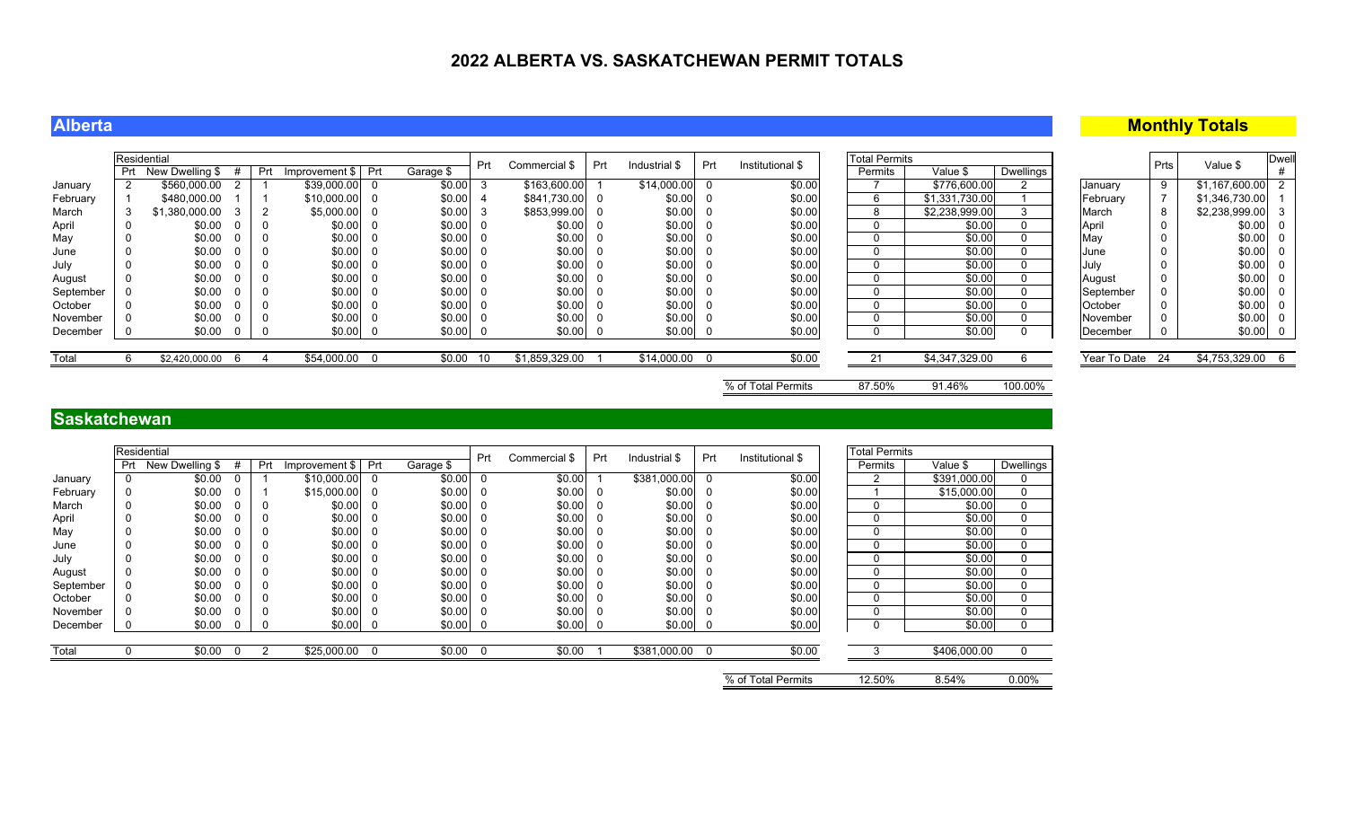# 2022 ALBERTA VS. SASKATCHEWAN PERMIT TOTALS

## Alberta

| | Residential | | | | | | | Prt | Commercial $ | Prt | Industrial $ | Prt | Institutional $ | Total Permits | | |
|---|---|---|---|---|---|---|---|---|---|---|---|---|---|---|---|---|
| | Prt | New Dwelling $ | # | Prt | Improvement $ | Prt | Garage $ | | | | | | | Permits | Value $ | Dwellings |
| January | 2 | $560,000.00 | 2 | 1 | $39,000.00 | 0 | $0.00 | 3 | $163,600.00 | 1 | $14,000.00 | 0 | $0.00 | 7 | $776,600.00 | 2 |
| February | 1 | $480,000.00 | 1 | 1 | $10,000.00 | 0 | $0.00 | 4 | $841,730.00 | 0 | $0.00 | 0 | $0.00 | 6 | $1,331,730.00 | 1 |
| March | 3 | $1,380,000.00 | 3 | 2 | $5,000.00 | 0 | $0.00 | 3 | $853,999.00 | 0 | $0.00 | 0 | $0.00 | 8 | $2,238,999.00 | 3 |
| April | 0 | $0.00 | 0 | 0 | $0.00 | 0 | $0.00 | 0 | $0.00 | 0 | $0.00 | 0 | $0.00 | 0 | $0.00 | 0 |
| May | 0 | $0.00 | 0 | 0 | $0.00 | 0 | $0.00 | 0 | $0.00 | 0 | $0.00 | 0 | $0.00 | 0 | $0.00 | 0 |
| June | 0 | $0.00 | 0 | 0 | $0.00 | 0 | $0.00 | 0 | $0.00 | 0 | $0.00 | 0 | $0.00 | 0 | $0.00 | 0 |
| July | 0 | $0.00 | 0 | 0 | $0.00 | 0 | $0.00 | 0 | $0.00 | 0 | $0.00 | 0 | $0.00 | 0 | $0.00 | 0 |
| August | 0 | $0.00 | 0 | 0 | $0.00 | 0 | $0.00 | 0 | $0.00 | 0 | $0.00 | 0 | $0.00 | 0 | $0.00 | 0 |
| September | 0 | $0.00 | 0 | 0 | $0.00 | 0 | $0.00 | 0 | $0.00 | 0 | $0.00 | 0 | $0.00 | 0 | $0.00 | 0 |
| October | 0 | $0.00 | 0 | 0 | $0.00 | 0 | $0.00 | 0 | $0.00 | 0 | $0.00 | 0 | $0.00 | 0 | $0.00 | 0 |
| November | 0 | $0.00 | 0 | 0 | $0.00 | 0 | $0.00 | 0 | $0.00 | 0 | $0.00 | 0 | $0.00 | 0 | $0.00 | 0 |
| December | 0 | $0.00 | 0 | 0 | $0.00 | 0 | $0.00 | 0 | $0.00 | 0 | $0.00 | 0 | $0.00 | 0 | $0.00 | 0 |
| Total | 6 | $2,420,000.00 | 6 | 4 | $54,000.00 | 0 | $0.00 | 10 | $1,859,329.00 | 1 | $14,000.00 | 0 | $0.00 | 21 | $4,347,329.00 | 6 |
| | | | | | | | | | | | | | % of Total Permits | 87.50% | 91.46% | 100.00% |

## Monthly Totals

| | Prts | Value $ | Dwell # |
|---|---|---|---|
| January | 9 | $1,167,600.00 | 2 |
| February | 7 | $1,346,730.00 | 1 |
| March | 8 | $2,238,999.00 | 3 |
| April | 0 | $0.00 | 0 |
| May | 0 | $0.00 | 0 |
| June | 0 | $0.00 | 0 |
| July | 0 | $0.00 | 0 |
| August | 0 | $0.00 | 0 |
| September | 0 | $0.00 | 0 |
| October | 0 | $0.00 | 0 |
| November | 0 | $0.00 | 0 |
| December | 0 | $0.00 | 0 |
| Year To Date | 24 | $4,753,329.00 | 6 |

## Saskatchewan

| | Residential | | | | | | | Prt | Commercial $ | Prt | Industrial $ | Prt | Institutional $ | Total Permits | | |
|---|---|---|---|---|---|---|---|---|---|---|---|---|---|---|---|---|
| | Prt | New Dwelling $ | # | Prt | Improvement $ | Prt | Garage $ | | | | | | | Permits | Value $ | Dwellings |
| January | 0 | $0.00 | 0 | 1 | $10,000.00 | 0 | $0.00 | 0 | $0.00 | 1 | $381,000.00 | 0 | $0.00 | 2 | $391,000.00 | 0 |
| February | 0 | $0.00 | 0 | 1 | $15,000.00 | 0 | $0.00 | 0 | $0.00 | 0 | $0.00 | 0 | $0.00 | 1 | $15,000.00 | 0 |
| March | 0 | $0.00 | 0 | 0 | $0.00 | 0 | $0.00 | 0 | $0.00 | 0 | $0.00 | 0 | $0.00 | 0 | $0.00 | 0 |
| April | 0 | $0.00 | 0 | 0 | $0.00 | 0 | $0.00 | 0 | $0.00 | 0 | $0.00 | 0 | $0.00 | 0 | $0.00 | 0 |
| May | 0 | $0.00 | 0 | 0 | $0.00 | 0 | $0.00 | 0 | $0.00 | 0 | $0.00 | 0 | $0.00 | 0 | $0.00 | 0 |
| June | 0 | $0.00 | 0 | 0 | $0.00 | 0 | $0.00 | 0 | $0.00 | 0 | $0.00 | 0 | $0.00 | 0 | $0.00 | 0 |
| July | 0 | $0.00 | 0 | 0 | $0.00 | 0 | $0.00 | 0 | $0.00 | 0 | $0.00 | 0 | $0.00 | 0 | $0.00 | 0 |
| August | 0 | $0.00 | 0 | 0 | $0.00 | 0 | $0.00 | 0 | $0.00 | 0 | $0.00 | 0 | $0.00 | 0 | $0.00 | 0 |
| September | 0 | $0.00 | 0 | 0 | $0.00 | 0 | $0.00 | 0 | $0.00 | 0 | $0.00 | 0 | $0.00 | 0 | $0.00 | 0 |
| October | 0 | $0.00 | 0 | 0 | $0.00 | 0 | $0.00 | 0 | $0.00 | 0 | $0.00 | 0 | $0.00 | 0 | $0.00 | 0 |
| November | 0 | $0.00 | 0 | 0 | $0.00 | 0 | $0.00 | 0 | $0.00 | 0 | $0.00 | 0 | $0.00 | 0 | $0.00 | 0 |
| December | 0 | $0.00 | 0 | 0 | $0.00 | 0 | $0.00 | 0 | $0.00 | 0 | $0.00 | 0 | $0.00 | 0 | $0.00 | 0 |
| Total | 0 | $0.00 | 0 | 2 | $25,000.00 | 0 | $0.00 | 0 | $0.00 | 1 | $381,000.00 | 0 | $0.00 | 3 | $406,000.00 | 0 |
| | | | | | | | | | | | | | % of Total Permits | 12.50% | 8.54% | 0.00% |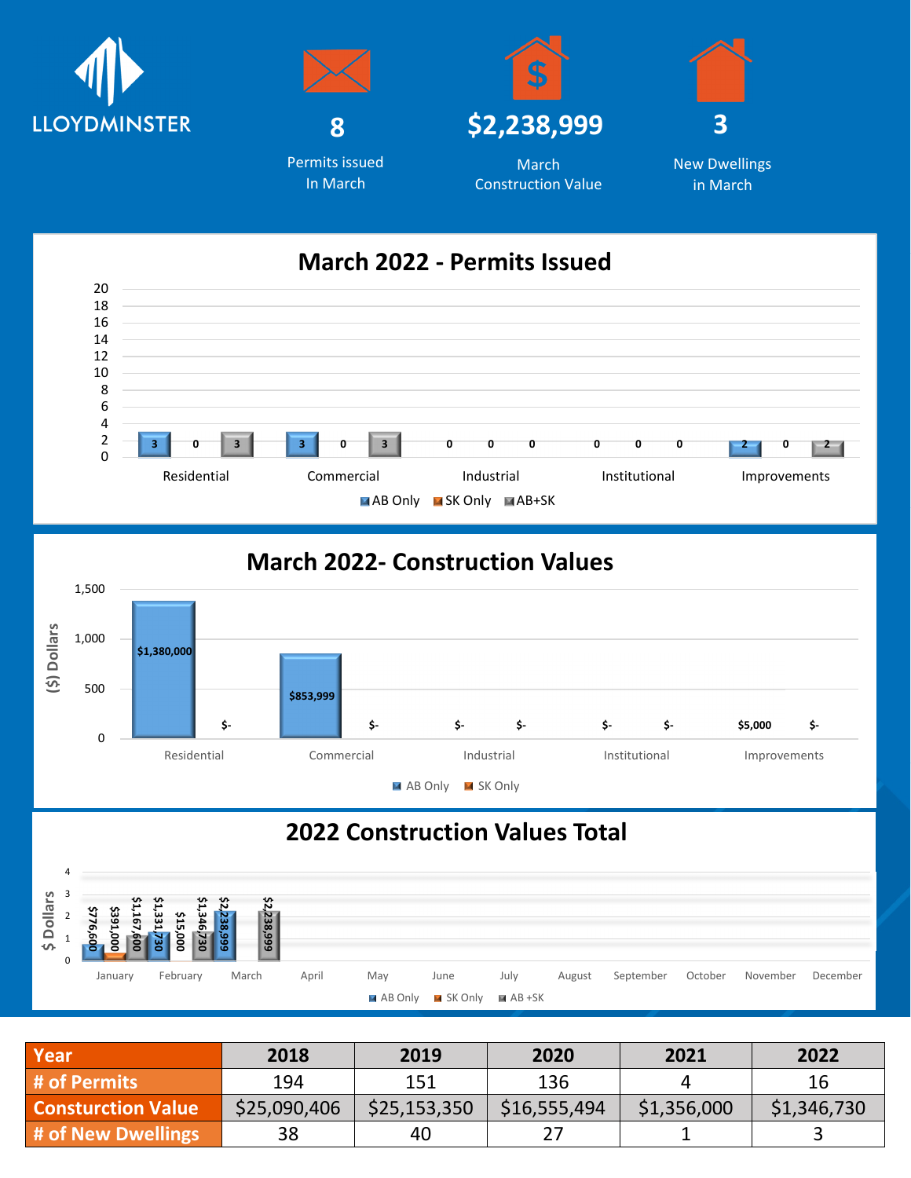LLOYDMINSTER

**8**
Permits issued
In March

**$2,238,999**
March
Construction Value

**3**
New Dwellings
in March

## March 2022 - Permits Issued

| | AB Only | SK Only | AB+SK |
|---|---|---|---|
| Residential | 3 | 0 | 3 |
| Commercial | 3 | 0 | 3 |
| Industrial | 0 | 0 | 0 |
| Institutional | 0 | 0 | 0 |
| Improvements | 2 | 0 | 2 |

## March 2022- Construction Values

| | AB Only | SK Only |
|---|---|---|
| Residential | $1,380,000 | $- |
| Commercial | $853,999 | $- |
| Industrial | $- | $- |
| Institutional | $- | $- |
| Improvements | $5,000 | $- |

## 2022 Construction Values Total

| | AB Only | SK Only | AB +SK |
|---|---|---|---|
| January | $776,600 | $391,000 | $1,167,600 |
| February | $1,331,730 | $15,000 | $1,346,730 |
| March | $2,238,999 | | $2,238,999 |
| April | | | |
| May | | | |
| June | | | |
| July | | | |
| August | | | |
| September | | | |
| October | | | |
| November | | | |
| December | | | |

| Year | 2018 | 2019 | 2020 | 2021 | 2022 |
|---|---|---|---|---|---|
| # of Permits | 194 | 151 | 136 | 4 | 16 |
| Consturction Value | $25,090,406 | $25,153,350 | $16,555,494 | $1,356,000 | $1,346,730 |
| # of New Dwellings | 38 | 40 | 27 | 1 | 3 |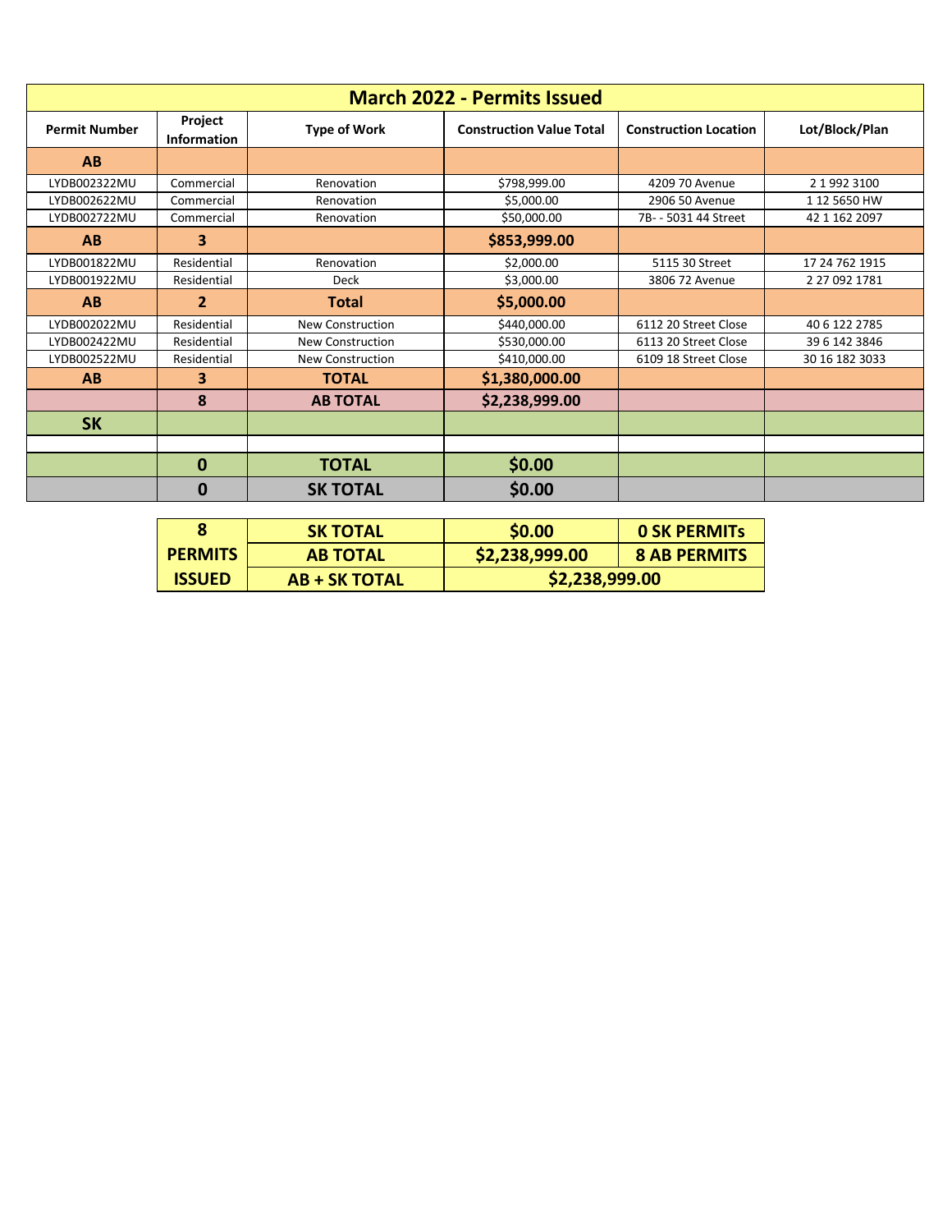# March 2022 - Permits Issued

| Permit Number | Project Information | Type of Work | Construction Value Total | Construction Location | Lot/Block/Plan |
|---|---|---|---|---|---|
| **AB** | | | | | |
| LYDB002322MU | Commercial | Renovation | $798,999.00 | 4209 70 Avenue | 2 1 992 3100 |
| LYDB002622MU | Commercial | Renovation | $5,000.00 | 2906 50 Avenue | 1 12 5650 HW |
| LYDB002722MU | Commercial | Renovation | $50,000.00 | 7B- - 5031 44 Street | 42 1 162 2097 |
| **AB** | **3** | | **$853,999.00** | | |
| LYDB001822MU | Residential | Renovation | $2,000.00 | 5115 30 Street | 17 24 762 1915 |
| LYDB001922MU | Residential | Deck | $3,000.00 | 3806 72 Avenue | 2 27 092 1781 |
| **AB** | **2** | **Total** | **$5,000.00** | | |
| LYDB002022MU | Residential | New Construction | $440,000.00 | 6112 20 Street Close | 40 6 122 2785 |
| LYDB002422MU | Residential | New Construction | $530,000.00 | 6113 20 Street Close | 39 6 142 3846 |
| LYDB002522MU | Residential | New Construction | $410,000.00 | 6109 18 Street Close | 30 16 182 3033 |
| **AB** | **3** | **TOTAL** | **$1,380,000.00** | | |
| | **8** | **AB TOTAL** | **$2,238,999.00** | | |
| **SK** | | | | | |
| | | | | | |
| | **0** | **TOTAL** | **$0.00** | | |
| | **0** | **SK TOTAL** | **$0.00** | | |

| | | | |
|---|---|---|---|
| **8** | **SK TOTAL** | **$0.00** | **0 SK PERMITs** |
| **PERMITS** | **AB TOTAL** | **$2,238,999.00** | **8 AB PERMITS** |
| **ISSUED** | **AB + SK TOTAL** | **$2,238,999.00** | |